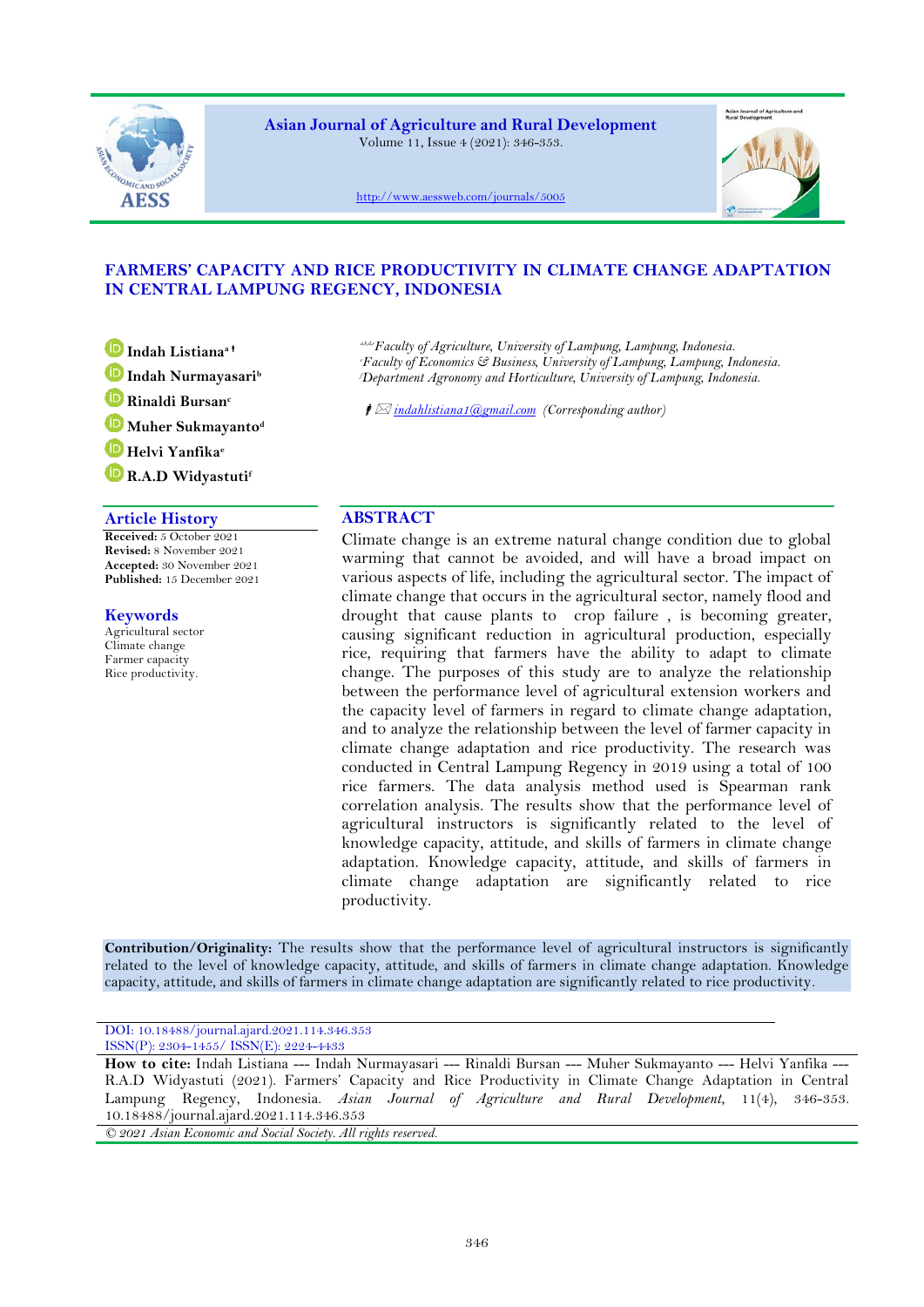# FARMERS' CAPACITY AND RICE PRODUCTIVITY IN CLIMATE CHANGE ADAPTATION IN CENTRAL LAMPUNG REGENCY, INDONESIA

Indah Listiana[a] †
Indah Nurmayasari[b]
Rinaldi Bursan[c]
Muher Sukmayanto[d]
Helvi Yanfika[e]
R.A.D Widyastuti[f]

[a,b,d,e]*Faculty of Agriculture, University of Lampung, Lampung, Indonesia.*
[c]*Faculty of Economics & Business, University of Lampung, Lampung, Indonesia.*
[f]*Department Agronomy and Horticulture, University of Lampung, Lampung, Indonesia.*

† indahlistiana1@gmail.com *(Corresponding author)*

## Article History

**Received:** 5 October 2021
**Revised:** 8 November 2021
**Accepted:** 30 November 2021
**Published:** 15 December 2021

## Keywords

Agricultural sector
Climate change
Farmer capacity
Rice productivity.

## ABSTRACT

Climate change is an extreme natural change condition due to global warming that cannot be avoided, and will have a broad impact on various aspects of life, including the agricultural sector. The impact of climate change that occurs in the agricultural sector, namely flood and drought that cause plants to crop failure , is becoming greater, causing significant reduction in agricultural production, especially rice, requiring that farmers have the ability to adapt to climate change. The purposes of this study are to analyze the relationship between the performance level of agricultural extension workers and the capacity level of farmers in regard to climate change adaptation, and to analyze the relationship between the level of farmer capacity in climate change adaptation and rice productivity. The research was conducted in Central Lampung Regency in 2019 using a total of 100 rice farmers. The data analysis method used is Spearman rank correlation analysis. The results show that the performance level of agricultural instructors is significantly related to the level of knowledge capacity, attitude, and skills of farmers in climate change adaptation. Knowledge capacity, attitude, and skills of farmers in climate change adaptation are significantly related to rice productivity.

**Contribution/Originality:** The results show that the performance level of agricultural instructors is significantly related to the level of knowledge capacity, attitude, and skills of farmers in climate change adaptation. Knowledge capacity, attitude, and skills of farmers in climate change adaptation are significantly related to rice productivity.

DOI: 10.18488/journal.ajard.2021.114.346.353
ISSN(P): 2304-1455/ ISSN(E): 2224-4433

**How to cite:** Indah Listiana --- Indah Nurmayasari --- Rinaldi Bursan --- Muher Sukmayanto --- Helvi Yanfika --- R.A.D Widyastuti (2021). Farmers' Capacity and Rice Productivity in Climate Change Adaptation in Central Lampung Regency, Indonesia. *Asian Journal of Agriculture and Rural Development*, 11(4), 346-353. 10.18488/journal.ajard.2021.114.346.353

*© 2021 Asian Economic and Social Society. All rights reserved.*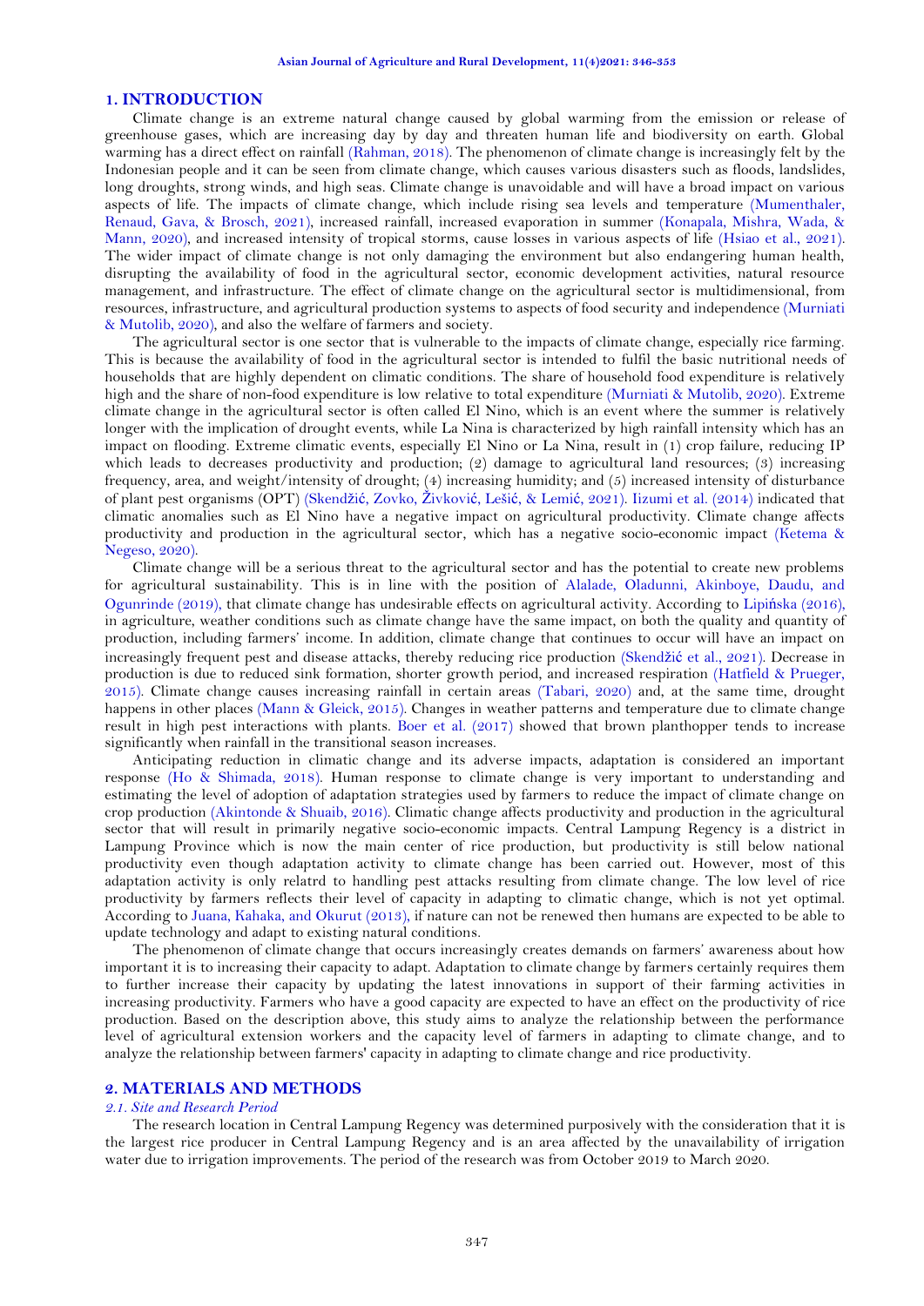## 1. INTRODUCTION

Climate change is an extreme natural change caused by global warming from the emission or release of greenhouse gases, which are increasing day by day and threaten human life and biodiversity on earth. Global warming has a direct effect on rainfall (Rahman, 2018). The phenomenon of climate change is increasingly felt by the Indonesian people and it can be seen from climate change, which causes various disasters such as floods, landslides, long droughts, strong winds, and high seas. Climate change is unavoidable and will have a broad impact on various aspects of life. The impacts of climate change, which include rising sea levels and temperature (Mumenthaler, Renaud, Gava, & Brosch, 2021), increased rainfall, increased evaporation in summer (Konapala, Mishra, Wada, & Mann, 2020), and increased intensity of tropical storms, cause losses in various aspects of life (Hsiao et al., 2021). The wider impact of climate change is not only damaging the environment but also endangering human health, disrupting the availability of food in the agricultural sector, economic development activities, natural resource management, and infrastructure. The effect of climate change on the agricultural sector is multidimensional, from resources, infrastructure, and agricultural production systems to aspects of food security and independence (Murniati & Mutolib, 2020), and also the welfare of farmers and society.

The agricultural sector is one sector that is vulnerable to the impacts of climate change, especially rice farming. This is because the availability of food in the agricultural sector is intended to fulfil the basic nutritional needs of households that are highly dependent on climatic conditions. The share of household food expenditure is relatively high and the share of non-food expenditure is low relative to total expenditure (Murniati & Mutolib, 2020). Extreme climate change in the agricultural sector is often called El Nino, which is an event where the summer is relatively longer with the implication of drought events, while La Nina is characterized by high rainfall intensity which has an impact on flooding. Extreme climatic events, especially El Nino or La Nina, result in (1) crop failure, reducing IP which leads to decreases productivity and production; (2) damage to agricultural land resources; (3) increasing frequency, area, and weight/intensity of drought; (4) increasing humidity; and (5) increased intensity of disturbance of plant pest organisms (OPT) (Skendžić, Zovko, Živković, Lešić, & Lemić, 2021). Iizumi et al. (2014) indicated that climatic anomalies such as El Nino have a negative impact on agricultural productivity. Climate change affects productivity and production in the agricultural sector, which has a negative socio-economic impact (Ketema & Negeso, 2020).

Climate change will be a serious threat to the agricultural sector and has the potential to create new problems for agricultural sustainability. This is in line with the position of Alalade, Oladunni, Akinboye, Daudu, and Ogunrinde (2019), that climate change has undesirable effects on agricultural activity. According to Lipińska (2016), in agriculture, weather conditions such as climate change have the same impact, on both the quality and quantity of production, including farmers' income. In addition, climate change that continues to occur will have an impact on increasingly frequent pest and disease attacks, thereby reducing rice production (Skendžić et al., 2021). Decrease in production is due to reduced sink formation, shorter growth period, and increased respiration (Hatfield & Prueger, 2015). Climate change causes increasing rainfall in certain areas (Tabari, 2020) and, at the same time, drought happens in other places (Mann & Gleick, 2015). Changes in weather patterns and temperature due to climate change result in high pest interactions with plants. Boer et al. (2017) showed that brown planthopper tends to increase significantly when rainfall in the transitional season increases.

Anticipating reduction in climatic change and its adverse impacts, adaptation is considered an important response (Ho & Shimada, 2018). Human response to climate change is very important to understanding and estimating the level of adoption of adaptation strategies used by farmers to reduce the impact of climate change on crop production (Akintonde & Shuaib, 2016). Climatic change affects productivity and production in the agricultural sector that will result in primarily negative socio-economic impacts. Central Lampung Regency is a district in Lampung Province which is now the main center of rice production, but productivity is still below national productivity even though adaptation activity to climate change has been carried out. However, most of this adaptation activity is only relatrd to handling pest attacks resulting from climate change. The low level of rice productivity by farmers reflects their level of capacity in adapting to climatic change, which is not yet optimal. According to Juana, Kahaka, and Okurut (2013), if nature can not be renewed then humans are expected to be able to update technology and adapt to existing natural conditions.

The phenomenon of climate change that occurs increasingly creates demands on farmers' awareness about how important it is to increasing their capacity to adapt. Adaptation to climate change by farmers certainly requires them to further increase their capacity by updating the latest innovations in support of their farming activities in increasing productivity. Farmers who have a good capacity are expected to have an effect on the productivity of rice production. Based on the description above, this study aims to analyze the relationship between the performance level of agricultural extension workers and the capacity level of farmers in adapting to climate change, and to analyze the relationship between farmers' capacity in adapting to climate change and rice productivity.

## 2. MATERIALS AND METHODS

### *2.1. Site and Research Period*

The research location in Central Lampung Regency was determined purposively with the consideration that it is the largest rice producer in Central Lampung Regency and is an area affected by the unavailability of irrigation water due to irrigation improvements. The period of the research was from October 2019 to March 2020.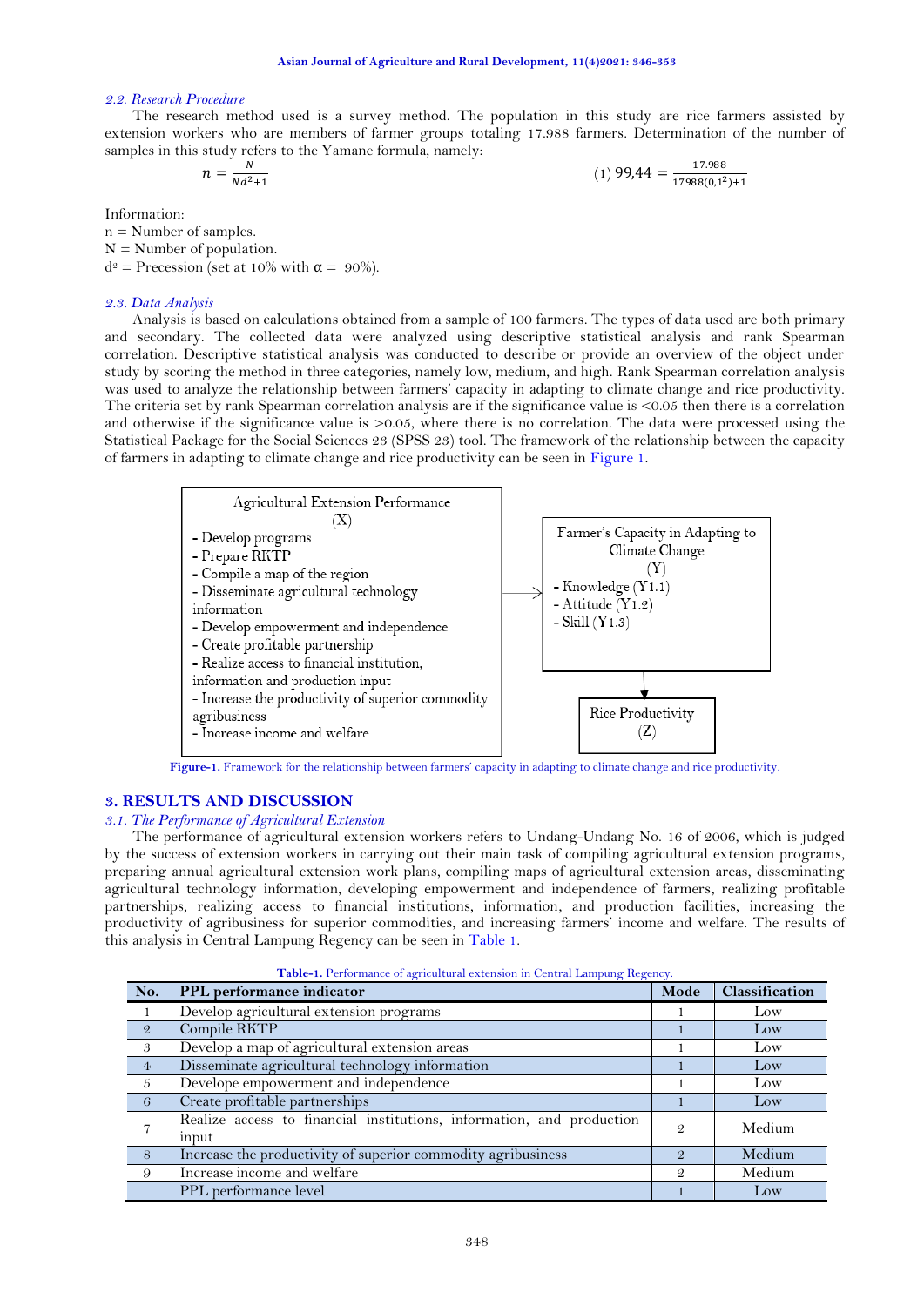### 2.2. Research Procedure

The research method used is a survey method. The population in this study are rice farmers assisted by extension workers who are members of farmer groups totaling 17.988 farmers. Determination of the number of samples in this study refers to the Yamane formula, namely:

$$n = \frac{N}{Nd^2+1} \qquad (1) \qquad 99{,}44 = \frac{17.988}{17988(0{,}1^2)+1}$$

Information:
n = Number of samples.
N = Number of population.
$d^2$ = Precession (set at 10% with $\alpha$ = 90%).

### 2.3. Data Analysis

Analysis is based on calculations obtained from a sample of 100 farmers. The types of data used are both primary and secondary. The collected data were analyzed using descriptive statistical analysis and rank Spearman correlation. Descriptive statistical analysis was conducted to describe or provide an overview of the object under study by scoring the method in three categories, namely low, medium, and high. Rank Spearman correlation analysis was used to analyze the relationship between farmers' capacity in adapting to climate change and rice productivity. The criteria set by rank Spearman correlation analysis are if the significance value is <0.05 then there is a correlation and otherwise if the significance value is >0.05, where there is no correlation. The data were processed using the Statistical Package for the Social Sciences 23 (SPSS 23) tool. The framework of the relationship between the capacity of farmers in adapting to climate change and rice productivity can be seen in Figure 1.

Agricultural Extension Performance (X)
- Develop programs
- Prepare RKTP
- Compile a map of the region
- Disseminate agricultural technology information
- Develop empowerment and independence
- Create profitable partnership
- Realize access to financial institution, information and production input
- Increase the productivity of superior commodity agribusiness
- Increase income and welfare

→ Farmer's Capacity in Adapting to Climate Change (Y)
- Knowledge (Y1.1)
- Attitude (Y1.2)
- Skill (Y1.3)

→ Rice Productivity (Z)

**Figure-1.** Framework for the relationship between farmers' capacity in adapting to climate change and rice productivity.

## 3. RESULTS AND DISCUSSION

### 3.1. The Performance of Agricultural Extension

The performance of agricultural extension workers refers to Undang-Undang No. 16 of 2006, which is judged by the success of extension workers in carrying out their main task of compiling agricultural extension programs, preparing annual agricultural extension work plans, compiling maps of agricultural extension areas, disseminating agricultural technology information, developing empowerment and independence of farmers, realizing profitable partnerships, realizing access to financial institutions, information, and production facilities, increasing the productivity of agribusiness for superior commodities, and increasing farmers' income and welfare. The results of this analysis in Central Lampung Regency can be seen in Table 1.

**Table-1.** Performance of agricultural extension in Central Lampung Regency.

| No. | PPL performance indicator | Mode | Classification |
|---|---|---|---|
| 1 | Develop agricultural extension programs | 1 | Low |
| 2 | Compile RKTP | 1 | Low |
| 3 | Develop a map of agricultural extension areas | 1 | Low |
| 4 | Disseminate agricultural technology information | 1 | Low |
| 5 | Develope empowerment and independence | 1 | Low |
| 6 | Create profitable partnerships | 1 | Low |
| 7 | Realize access to financial institutions, information, and production input | 2 | Medium |
| 8 | Increase the productivity of superior commodity agribusiness | 2 | Medium |
| 9 | Increase income and welfare | 2 | Medium |
| | PPL performance level | 1 | Low |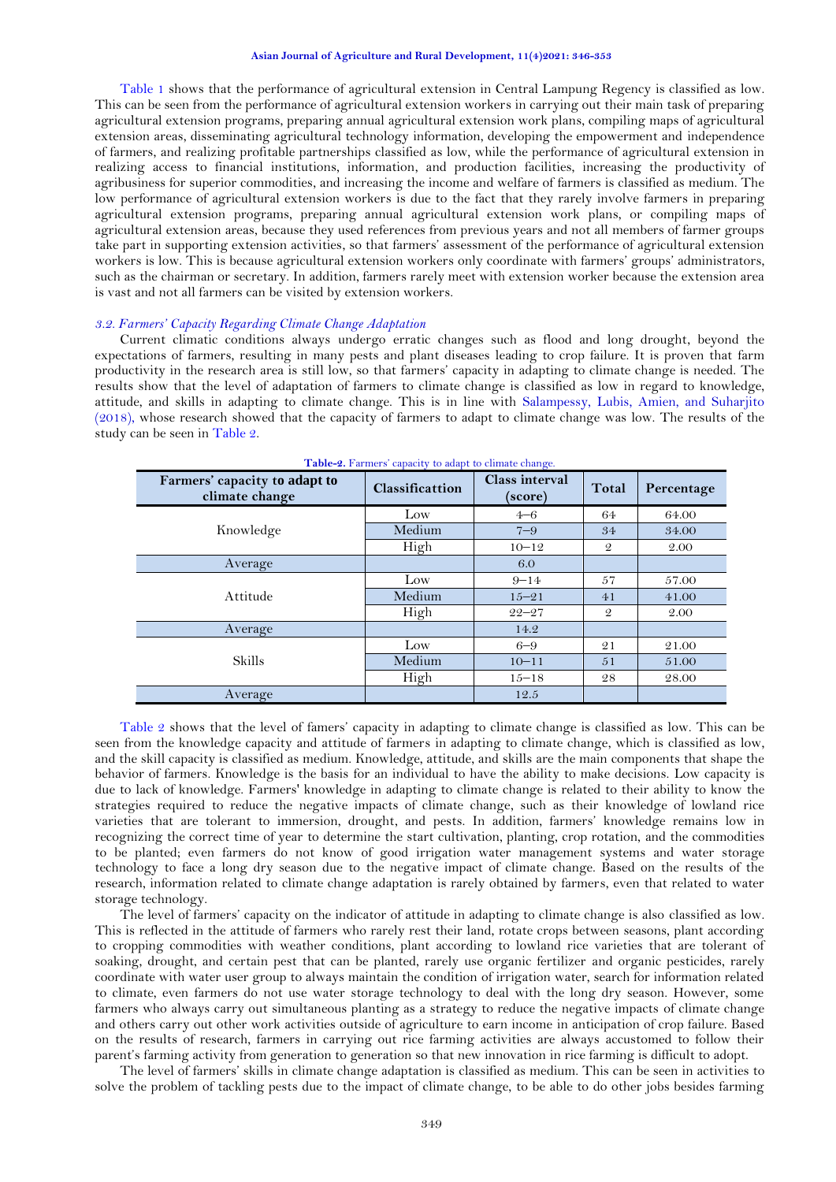Table 1 shows that the performance of agricultural extension in Central Lampung Regency is classified as low. This can be seen from the performance of agricultural extension workers in carrying out their main task of preparing agricultural extension programs, preparing annual agricultural extension work plans, compiling maps of agricultural extension areas, disseminating agricultural technology information, developing the empowerment and independence of farmers, and realizing profitable partnerships classified as low, while the performance of agricultural extension in realizing access to financial institutions, information, and production facilities, increasing the productivity of agribusiness for superior commodities, and increasing the income and welfare of farmers is classified as medium. The low performance of agricultural extension workers is due to the fact that they rarely involve farmers in preparing agricultural extension programs, preparing annual agricultural extension work plans, or compiling maps of agricultural extension areas, because they used references from previous years and not all members of farmer groups take part in supporting extension activities, so that farmers' assessment of the performance of agricultural extension workers is low. This is because agricultural extension workers only coordinate with farmers' groups' administrators, such as the chairman or secretary. In addition, farmers rarely meet with extension worker because the extension area is vast and not all farmers can be visited by extension workers.

### *3.2. Farmers' Capacity Regarding Climate Change Adaptation*

Current climatic conditions always undergo erratic changes such as flood and long drought, beyond the expectations of farmers, resulting in many pests and plant diseases leading to crop failure. It is proven that farm productivity in the research area is still low, so that farmers' capacity in adapting to climate change is needed. The results show that the level of adaptation of farmers to climate change is classified as low in regard to knowledge, attitude, and skills in adapting to climate change. This is in line with Salampessy, Lubis, Amien, and Suharjito (2018), whose research showed that the capacity of farmers to adapt to climate change was low. The results of the study can be seen in Table 2.

**Table-2.** Farmers' capacity to adapt to climate change.

| Farmers' capacity to adapt to climate change | Classificattion | Class interval (score) | Total | Percentage |
|---|---|---|---|---|
| Knowledge | Low | 4–6 | 64 | 64.00 |
| | Medium | 7–9 | 34 | 34.00 |
| | High | 10–12 | 2 | 2.00 |
| Average | | 6.0 | | |
| Attitude | Low | 9–14 | 57 | 57.00 |
| | Medium | 15–21 | 41 | 41.00 |
| | High | 22–27 | 2 | 2.00 |
| Average | | 14.2 | | |
| Skills | Low | 6–9 | 21 | 21.00 |
| | Medium | 10–11 | 51 | 51.00 |
| | High | 15–18 | 28 | 28.00 |
| Average | | 12.5 | | |

Table 2 shows that the level of famers' capacity in adapting to climate change is classified as low. This can be seen from the knowledge capacity and attitude of farmers in adapting to climate change, which is classified as low, and the skill capacity is classified as medium. Knowledge, attitude, and skills are the main components that shape the behavior of farmers. Knowledge is the basis for an individual to have the ability to make decisions. Low capacity is due to lack of knowledge. Farmers' knowledge in adapting to climate change is related to their ability to know the strategies required to reduce the negative impacts of climate change, such as their knowledge of lowland rice varieties that are tolerant to immersion, drought, and pests. In addition, farmers' knowledge remains low in recognizing the correct time of year to determine the start cultivation, planting, crop rotation, and the commodities to be planted; even farmers do not know of good irrigation water management systems and water storage technology to face a long dry season due to the negative impact of climate change. Based on the results of the research, information related to climate change adaptation is rarely obtained by farmers, even that related to water storage technology.

The level of farmers' capacity on the indicator of attitude in adapting to climate change is also classified as low. This is reflected in the attitude of farmers who rarely rest their land, rotate crops between seasons, plant according to cropping commodities with weather conditions, plant according to lowland rice varieties that are tolerant of soaking, drought, and certain pest that can be planted, rarely use organic fertilizer and organic pesticides, rarely coordinate with water user group to always maintain the condition of irrigation water, search for information related to climate, even farmers do not use water storage technology to deal with the long dry season. However, some farmers who always carry out simultaneous planting as a strategy to reduce the negative impacts of climate change and others carry out other work activities outside of agriculture to earn income in anticipation of crop failure. Based on the results of research, farmers in carrying out rice farming activities are always accustomed to follow their parent's farming activity from generation to generation so that new innovation in rice farming is difficult to adopt.

The level of farmers' skills in climate change adaptation is classified as medium. This can be seen in activities to solve the problem of tackling pests due to the impact of climate change, to be able to do other jobs besides farming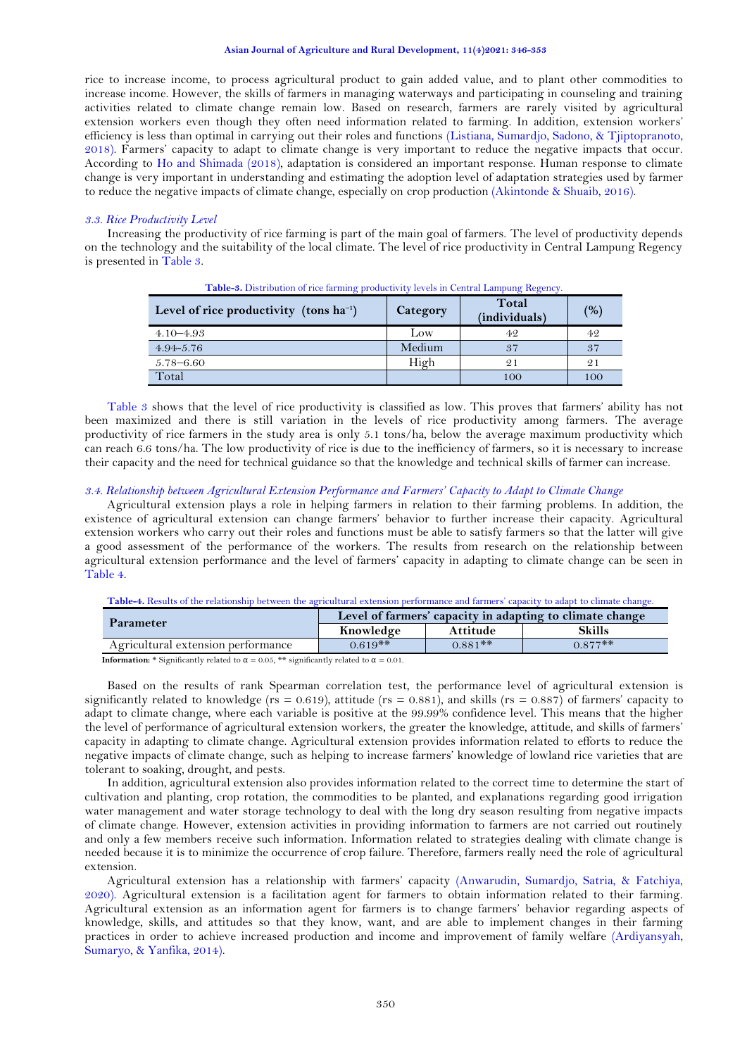rice to increase income, to process agricultural product to gain added value, and to plant other commodities to increase income. However, the skills of farmers in managing waterways and participating in counseling and training activities related to climate change remain low. Based on research, farmers are rarely visited by agricultural extension workers even though they often need information related to farming. In addition, extension workers' efficiency is less than optimal in carrying out their roles and functions (Listiana, Sumardjo, Sadono, & Tjiptopranoto, 2018). Farmers' capacity to adapt to climate change is very important to reduce the negative impacts that occur. According to Ho and Shimada (2018), adaptation is considered an important response. Human response to climate change is very important in understanding and estimating the adoption level of adaptation strategies used by farmer to reduce the negative impacts of climate change, especially on crop production (Akintonde & Shuaib, 2016).

### *3.3. Rice Productivity Level*

Increasing the productivity of rice farming is part of the main goal of farmers. The level of productivity depends on the technology and the suitability of the local climate. The level of rice productivity in Central Lampung Regency is presented in Table 3.

**Table-3.** Distribution of rice farming productivity levels in Central Lampung Regency.

| Level of rice productivity (tons ha$^{-1}$) | Category | Total (individuals) | (%) |
|---|---|---|---|
| 4.10–4.93 | Low | 42 | 42 |
| 4.94–5.76 | Medium | 37 | 37 |
| 5.78–6.60 | High | 21 | 21 |
| Total | | 100 | 100 |

Table 3 shows that the level of rice productivity is classified as low. This proves that farmers' ability has not been maximized and there is still variation in the levels of rice productivity among farmers. The average productivity of rice farmers in the study area is only 5.1 tons/ha, below the average maximum productivity which can reach 6.6 tons/ha. The low productivity of rice is due to the inefficiency of farmers, so it is necessary to increase their capacity and the need for technical guidance so that the knowledge and technical skills of farmer can increase.

### *3.4. Relationship between Agricultural Extension Performance and Farmers' Capacity to Adapt to Climate Change*

Agricultural extension plays a role in helping farmers in relation to their farming problems. In addition, the existence of agricultural extension can change farmers' behavior to further increase their capacity. Agricultural extension workers who carry out their roles and functions must be able to satisfy farmers so that the latter will give a good assessment of the performance of the workers. The results from research on the relationship between agricultural extension performance and the level of farmers' capacity in adapting to climate change can be seen in Table 4.

**Table-4.** Results of the relationship between the agricultural extension performance and farmers' capacity to adapt to climate change.

| Parameter | Level of farmers' capacity in adapting to climate change | | |
|---|---|---|---|
| | Knowledge | Attitude | Skills |
| Agricultural extension performance | 0.619** | 0.881** | 0.877** |

**Information:** * Significantly related to α = 0.05, ** significantly related to α = 0.01.

Based on the results of rank Spearman correlation test, the performance level of agricultural extension is significantly related to knowledge (rs = 0.619), attitude (rs = 0.881), and skills (rs = 0.887) of farmers' capacity to adapt to climate change, where each variable is positive at the 99.99% confidence level. This means that the higher the level of performance of agricultural extension workers, the greater the knowledge, attitude, and skills of farmers' capacity in adapting to climate change. Agricultural extension provides information related to efforts to reduce the negative impacts of climate change, such as helping to increase farmers' knowledge of lowland rice varieties that are tolerant to soaking, drought, and pests.

In addition, agricultural extension also provides information related to the correct time to determine the start of cultivation and planting, crop rotation, the commodities to be planted, and explanations regarding good irrigation water management and water storage technology to deal with the long dry season resulting from negative impacts of climate change. However, extension activities in providing information to farmers are not carried out routinely and only a few members receive such information. Information related to strategies dealing with climate change is needed because it is to minimize the occurrence of crop failure. Therefore, farmers really need the role of agricultural extension.

Agricultural extension has a relationship with farmers' capacity (Anwarudin, Sumardjo, Satria, & Fatchiya, 2020). Agricultural extension is a facilitation agent for farmers to obtain information related to their farming. Agricultural extension as an information agent for farmers is to change farmers' behavior regarding aspects of knowledge, skills, and attitudes so that they know, want, and are able to implement changes in their farming practices in order to achieve increased production and income and improvement of family welfare (Ardiyansyah, Sumaryo, & Yanfika, 2014).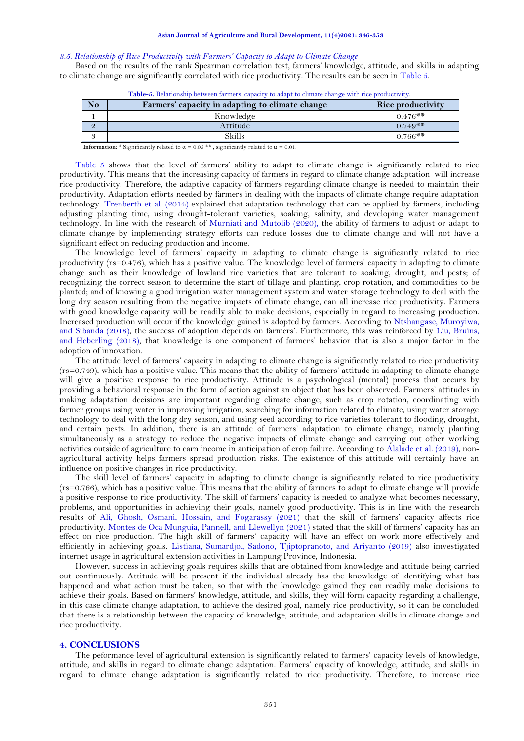### 3.5. Relationship of Rice Productivity with Farmers' Capacity to Adapt to Climate Change

Based on the results of the rank Spearman correlation test, farmers' knowledge, attitude, and skills in adapting to climate change are significantly correlated with rice productivity. The results can be seen in Table 5.

**Table-5.** Relationship between farmers' capacity to adapt to climate change with rice productivity.

| No | Farmers' capacity in adapting to climate change | Rice productivity |
|---|---|---|
| 1 | Knowledge | 0.476** |
| 2 | Attitude | 0.749** |
| 3 | Skills | 0.766** |

**Information:** * Significantly related to $\alpha = 0.05$ ** , significantly related to $\alpha = 0.01$.

Table 5 shows that the level of farmers' ability to adapt to climate change is significantly related to rice productivity. This means that the increasing capacity of farmers in regard to climate change adaptation will increase rice productivity. Therefore, the adaptive capacity of farmers regarding climate change is needed to maintain their productivity. Adaptation efforts needed by farmers in dealing with the impacts of climate change require adaptation technology. Trenberth et al. (2014) explained that adaptation technology that can be applied by farmers, including adjusting planting time, using drought-tolerant varieties, soaking, salinity, and developing water management technology. In line with the research of Murniati and Mutolib (2020), the ability of farmers to adjust or adapt to climate change by implementing strategy efforts can reduce losses due to climate change and will not have a significant effect on reducing production and income.

The knowledge level of farmers' capacity in adapting to climate change is significantly related to rice productivity (rs=0.476), which has a positive value. The knowledge level of farmers' capacity in adapting to climate change such as their knowledge of lowland rice varieties that are tolerant to soaking, drought, and pests; of recognizing the correct season to determine the start of tillage and planting, crop rotation, and commodities to be planted; and of knowing a good irrigation water management system and water storage technology to deal with the long dry season resulting from the negative impacts of climate change, can all increase rice productivity. Farmers with good knowledge capacity will be readily able to make decisions, especially in regard to increasing production. Increased production will occur if the knowledge gained is adopted by farmers. According to Ntshangase, Muroyiwa, and Sibanda (2018), the success of adoption depends on farmers'. Furthermore, this was reinforced by Liu, Bruins, and Heberling (2018), that knowledge is one component of farmers' behavior that is also a major factor in the adoption of innovation.

The attitude level of farmers' capacity in adapting to climate change is significantly related to rice productivity (rs=0.749), which has a positive value. This means that the ability of farmers' attitude in adapting to climate change will give a positive response to rice productivity. Attitude is a psychological (mental) process that occurs by providing a behavioral response in the form of action against an object that has been observed. Farmers' attitudes in making adaptation decisions are important regarding climate change, such as crop rotation, coordinating with farmer groups using water in improving irrigation, searching for information related to climate, using water storage technology to deal with the long dry season, and using seed according to rice varieties tolerant to flooding, drought, and certain pests. In addition, there is an attitude of farmers' adaptation to climate change, namely planting simultaneously as a strategy to reduce the negative impacts of climate change and carrying out other working activities outside of agriculture to earn income in anticipation of crop failure. According to Alalade et al. (2019), non-agricultural activity helps farmers spread production risks. The existence of this attitude will certainly have an influence on positive changes in rice productivity.

The skill level of farmers' capacity in adapting to climate change is significantly related to rice productivity (rs=0.766), which has a positive value. This means that the ability of farmers to adapt to climate change will provide a positive response to rice productivity. The skill of farmers' capacity is needed to analyze what becomes necessary, problems, and opportunities in achieving their goals, namely good productivity. This is in line with the research results of Ali, Ghosh, Osmani, Hossain, and Fogarassy (2021) that the skill of farmers' capacity affects rice productivity. Montes de Oca Munguia, Pannell, and Llewellyn (2021) stated that the skill of farmers' capacity has an effect on rice production. The high skill of farmers' capacity will have an effect on work more effectively and efficiently in achieving goals. Listiana, Sumardjo., Sadono, Tjiptopranoto, and Ariyanto (2019) also imvestigated internet usage in agricultural extension activities in Lampung Province, Indonesia.

However, success in achieving goals requires skills that are obtained from knowledge and attitude being carried out continuously. Attitude will be present if the individual already has the knowledge of identifying what has happened and what action must be taken, so that with the knowledge gained they can readily make decisions to achieve their goals. Based on farmers' knowledge, attitude, and skills, they will form capacity regarding a challenge, in this case climate change adaptation, to achieve the desired goal, namely rice productivity, so it can be concluded that there is a relationship between the capacity of knowledge, attitude, and adaptation skills in climate change and rice productivity.

## 4. CONCLUSIONS

The peformance level of agricultural extension is significantly related to farmers' capacity levels of knowledge, attitude, and skills in regard to climate change adaptation. Farmers' capacity of knowledge, attitude, and skills in regard to climate change adaptation is significantly related to rice productivity. Therefore, to increase rice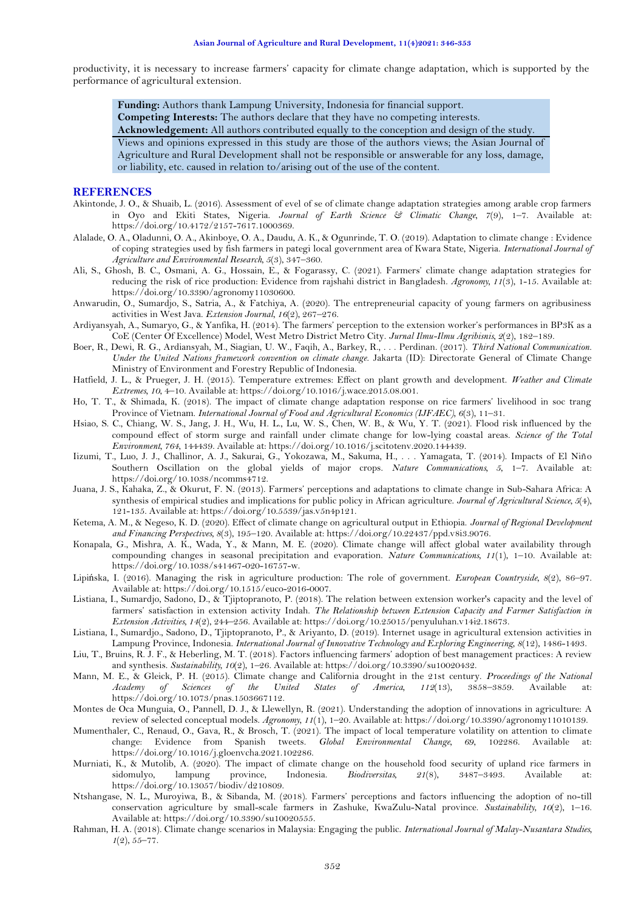productivity, it is necessary to increase farmers' capacity for climate change adaptation, which is supported by the performance of agricultural extension.

**Funding:** Authors thank Lampung University, Indonesia for financial support.
**Competing Interests:** The authors declare that they have no competing interests.
**Acknowledgement:** All authors contributed equally to the conception and design of the study.

Views and opinions expressed in this study are those of the authors views; the Asian Journal of Agriculture and Rural Development shall not be responsible or answerable for any loss, damage, or liability, etc. caused in relation to/arising out of the use of the content.

## REFERENCES

Akintonde, J. O., & Shuaib, L. (2016). Assessment of evel of se of climate change adaptation strategies among arable crop farmers in Oyo and Ekiti States, Nigeria. *Journal of Earth Science & Climatic Change, 7*(9), 1–7. Available at: https://doi.org/10.4172/2157-7617.1000369.

Alalade, O. A., Oladunni, O. A., Akinboye, O. A., Daudu, A. K., & Ogunrinde, T. O. (2019). Adaptation to climate change : Evidence of coping strategies used by fish farmers in pategi local government area of Kwara State, Nigeria. *International Journal of Agriculture and Environmental Research, 5*(3), 347–360.

Ali, S., Ghosh, B. C., Osmani, A. G., Hossain, E., & Fogarassy, C. (2021). Farmers' climate change adaptation strategies for reducing the risk of rice production: Evidence from rajshahi district in Bangladesh. *Agronomy, 11*(3), 1-15. Available at: https://doi.org/10.3390/agronomy11030600.

Anwarudin, O., Sumardjo, S., Satria, A., & Fatchiya, A. (2020). The entrepreneurial capacity of young farmers on agribusiness activities in West Java. *Extension Journal, 16*(2), 267–276.

Ardiyansyah, A., Sumaryo, G., & Yanfika, H. (2014). The farmers' perception to the extension worker's performances in BP3K as a CoE (Center Of Excellence) Model, West Metro District Metro City. *Jurnal Ilmu-Ilmu Agribisnis, 2*(2), 182–189.

Boer, R., Dewi, R. G., Ardiansyah, M., Siagian, U. W., Faqih, A., Barkey, R., . . . Perdinan. (2017). *Third National Communication. Under the United Nations framework convention on climate change*. Jakarta (ID): Directorate General of Climate Change Ministry of Environment and Forestry Republic of Indonesia.

Hatfield, J. L., & Prueger, J. H. (2015). Temperature extremes: Effect on plant growth and development. *Weather and Climate Extremes, 10*, 4–10. Available at: https://doi.org/10.1016/j.wace.2015.08.001.

Ho, T. T., & Shimada, K. (2018). The impact of climate change adaptation response on rice farmers' livelihood in soc trang Province of Vietnam. *International Journal of Food and Agricultural Economics (IJFAEC), 6*(3), 11–31.

Hsiao, S. C., Chiang, W. S., Jang, J. H., Wu, H. L., Lu, W. S., Chen, W. B., & Wu, Y. T. (2021). Flood risk influenced by the compound effect of storm surge and rainfall under climate change for low-lying coastal areas. *Science of the Total Environment, 764*, 144439. Available at: https://doi.org/10.1016/j.scitotenv.2020.144439.

Iizumi, T., Luo, J. J., Challinor, A. J., Sakurai, G., Yokozawa, M., Sakuma, H., . . . Yamagata, T. (2014). Impacts of El Niño Southern Oscillation on the global yields of major crops. *Nature Communications, 5*, 1–7. Available at: https://doi.org/10.1038/ncomms4712.

Juana, J. S., Kahaka, Z., & Okurut, F. N. (2013). Farmers' perceptions and adaptations to climate change in Sub-Sahara Africa: A synthesis of empirical studies and implications for public policy in African agriculture. *Journal of Agricultural Science, 5*(4), 121-135. Available at: https://doi.org/10.5539/jas.v5n4p121.

Ketema, A. M., & Negeso, K. D. (2020). Effect of climate change on agricultural output in Ethiopia. *Journal of Regional Development and Financing Perspectives, 8*(3), 195–120. Available at: https://doi.org/10.22437/ppd.v8i3.9076.

Konapala, G., Mishra, A. K., Wada, Y., & Mann, M. E. (2020). Climate change will affect global water availability through compounding changes in seasonal precipitation and evaporation. *Nature Communications, 11*(1), 1–10. Available at: https://doi.org/10.1038/s41467-020-16757-w.

Lipińska, I. (2016). Managing the risk in agriculture production: The role of government. *European Countryside, 8*(2), 86–97. Available at: https://doi.org/10.1515/euco-2016-0007.

Listiana, I., Sumardjo, Sadono, D., & Tjitpranoto, P. (2018). The relation between extension worker's capacity and the level of farmers' satisfaction in extension activity Indah. *The Relationship between Extension Capacity and Farmer Satisfaction in Extension Activities, 14*(2), 244–256. Available at: https://doi.org/10.25015/penyuluhan.v14i2.18673.

Listiana, I., Sumardjo., Sadono, D., Tjiptopranoto, P., & Ariyanto, D. (2019). Internet usage in agricultural extension activities in Lampung Province, Indonesia. *International Journal of Innovative Technology and Exploring Engineering, 8*(12), 1486-1493.

Liu, T., Bruins, R. J. F., & Heberling, M. T. (2018). Factors influencing farmers' adoption of best management practices: A review and synthesis. *Sustainability, 10*(2), 1–26. Available at: https://doi.org/10.3390/su10020432.

Mann, M. E., & Gleick, P. H. (2015). Climate change and California drought in the 21st century. *Proceedings of the National Academy of Sciences of the United States of America, 112*(13), 3858–3859. Available at: https://doi.org/10.1073/pnas.1503667112.

Montes de Oca Munguia, O., Pannell, D. J., & Llewellyn, R. (2021). Understanding the adoption of innovations in agriculture: A review of selected conceptual models. *Agronomy, 11*(1), 1–20. Available at: https://doi.org/10.3390/agronomy11010139.

Mumenthaler, C., Renaud, O., Gava, R., & Brosch, T. (2021). The impact of local temperature volatility on attention to climate change: Evidence from Spanish tweets. *Global Environmental Change, 69*, 102286. Available at: https://doi.org/10.1016/j.gloenvcha.2021.102286.

Murniati, K., & Mutolib, A. (2020). The impact of climate change on the household food security of upland rice farmers in sidomulyo, lampung province, Indonesia. *Biodiversitas, 21*(8), 3487–3493. Available at: https://doi.org/10.13057/biodiv/d210809.

Ntshangase, N. L., Muroyiwa, B., & Sibanda, M. (2018). Farmers' perceptions and factors influencing the adoption of no-till conservation agriculture by small-scale farmers in Zashuke, KwaZulu-Natal province. *Sustainability, 10*(2), 1–16. Available at: https://doi.org/10.3390/su10020555.

Rahman, H. A. (2018). Climate change scenarios in Malaysia: Engaging the public. *International Journal of Malay-Nusantara Studies, 1*(2), 55–77.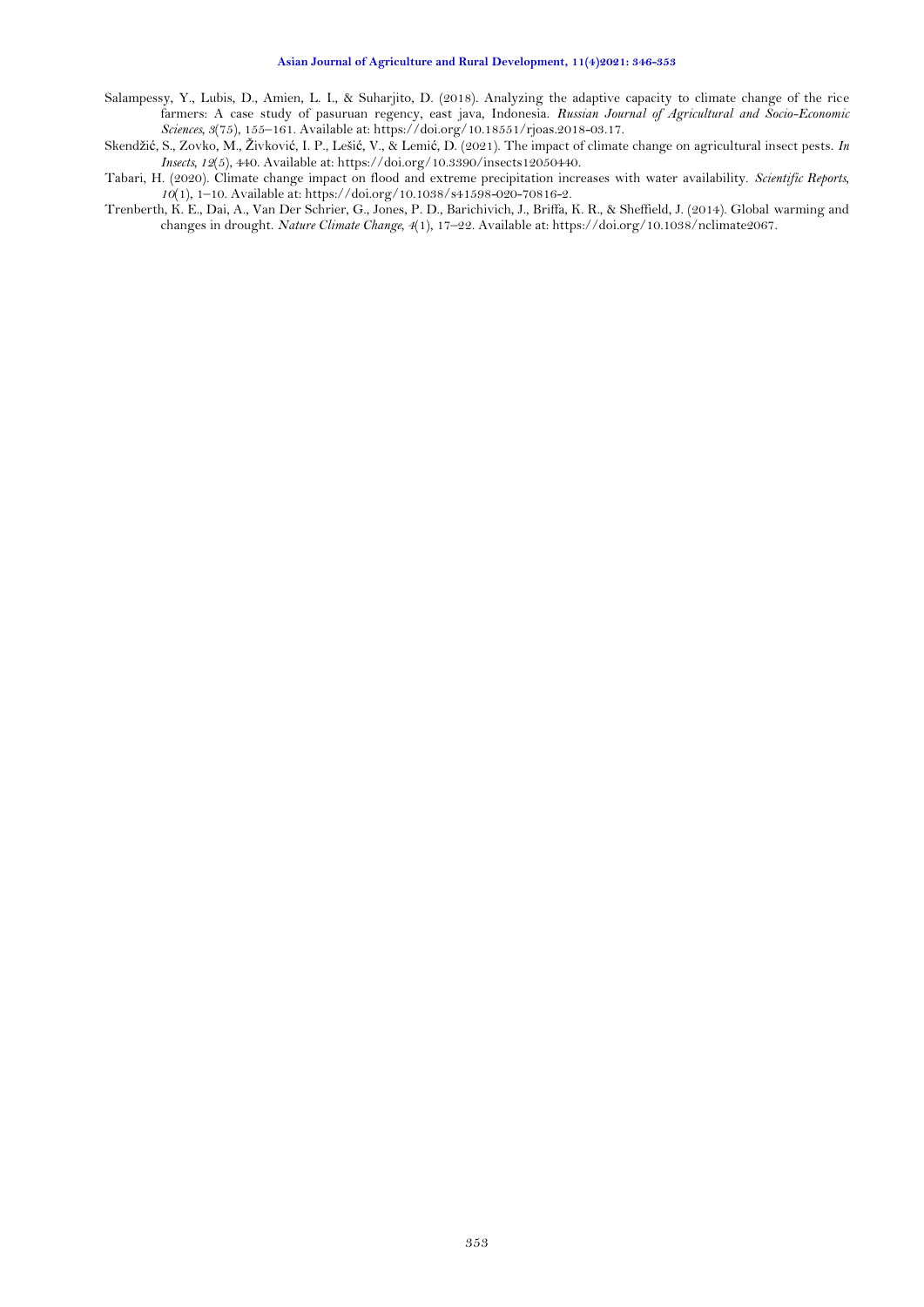Salampessy, Y., Lubis, D., Amien, L. I., & Suharjito, D. (2018). Analyzing the adaptive capacity to climate change of the rice farmers: A case study of pasuruan regency, east java, Indonesia. *Russian Journal of Agricultural and Socio-Economic Sciences, 3*(75), 155–161. Available at: https://doi.org/10.18551/rjoas.2018-03.17.

Skendžić, S., Zovko, M., Živković, I. P., Lešić, V., & Lemić, D. (2021). The impact of climate change on agricultural insect pests. *In Insects, 12*(5), 440. Available at: https://doi.org/10.3390/insects12050440.

Tabari, H. (2020). Climate change impact on flood and extreme precipitation increases with water availability. *Scientific Reports, 10*(1), 1–10. Available at: https://doi.org/10.1038/s41598-020-70816-2.

Trenberth, K. E., Dai, A., Van Der Schrier, G., Jones, P. D., Barichivich, J., Briffa, K. R., & Sheffield, J. (2014). Global warming and changes in drought. *Nature Climate Change, 4*(1), 17–22. Available at: https://doi.org/10.1038/nclimate2067.